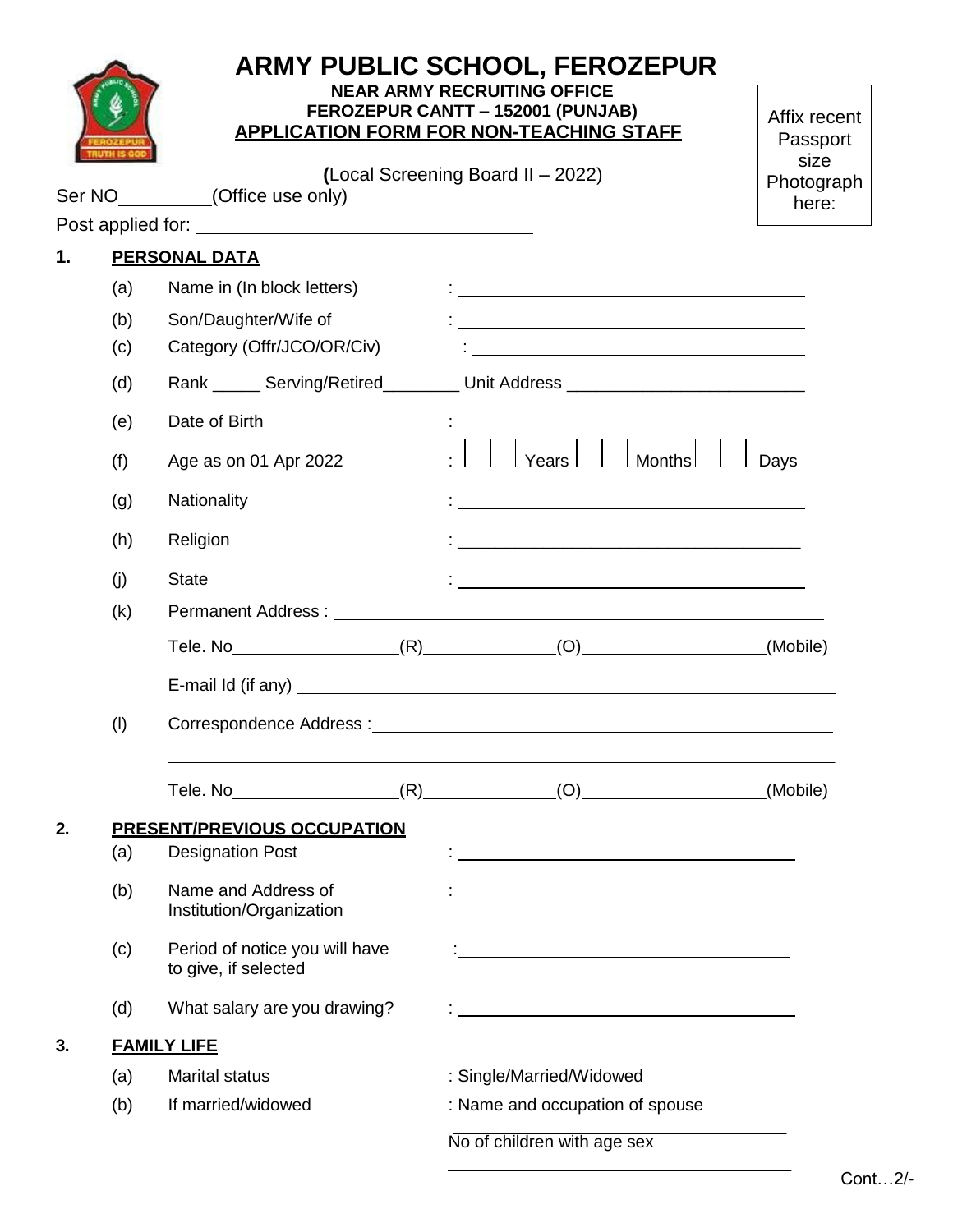# ARMY PUBLIC SCHOOL, FEROZEPUR

**NEAR ARMY RECRUITING OFFICE**
**FEROZEPUR CANTT – 152001 (PUNJAB)**
**APPLICATION FORM FOR NON-TEACHING STAFF**

Affix recent Passport size Photograph here:

**(**Local Screening Board II – 2022)

Ser NO__________(Office use only)

Post applied for: ___________________________________

**1. PERSONAL DATA**

(a) Name in (In block letters) : ______________________________________

(b) Son/Daughter/Wife of : ______________________________________

(c) Category (Offr/JCO/OR/Civ) : ______________________________________

(d) Rank _____ Serving/Retired________ Unit Address _________________________

(e) Date of Birth : ______________________________________

(f) Age as on 01 Apr 2022 : ☐☐ Years ☐☐ Months ☐☐ Days

(g) Nationality : ______________________________________

(h) Religion : ______________________________________

(j) State : ______________________________________

(k) Permanent Address : ______________________________________________________

Tele. No__________________(R)______________(O)____________________(Mobile)

E-mail Id (if any) ______________________________________________________

(l) Correspondence Address :__________________________________________________

______________________________________________________________________

Tele. No__________________(R)______________(O)____________________(Mobile)

**2. PRESENT/PREVIOUS OCCUPATION**

(a) Designation Post : ______________________________________

(b) Name and Address of Institution/Organization : ______________________________________

(c) Period of notice you will have to give, if selected : ______________________________________

(d) What salary are you drawing? : ______________________________________

**3. FAMILY LIFE**

(a) Marital status : Single/Married/Widowed

(b) If married/widowed : Name and occupation of spouse

______________________________________

No of children with age sex

______________________________________

Cont…2/-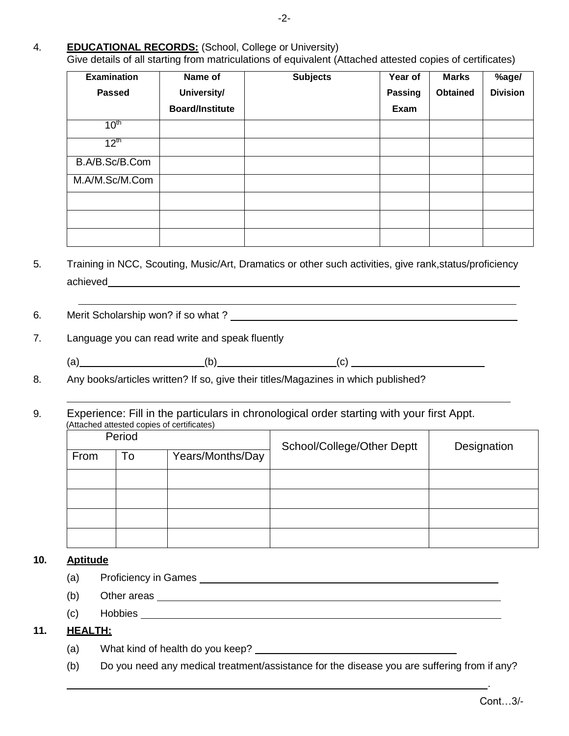4. **EDUCATIONAL RECORDS:** (School, College or University)
Give details of all starting from matriculations of equivalent (Attached attested copies of certificates)

| Examination Passed | Name of University/ Board/Institute | Subjects | Year of Passing Exam | Marks Obtained | %age/ Division |
|---|---|---|---|---|---|
| $10^{th}$ | | | | | |
| $12^{th}$ | | | | | |
| B.A/B.Sc/B.Com | | | | | |
| M.A/M.Sc/M.Com | | | | | |
| | | | | | |
| | | | | | |
| | | | | | |

5. Training in NCC, Scouting, Music/Art, Dramatics or other such activities, give rank,status/proficiency achieved\_\_\_\_\_\_\_\_\_\_\_\_\_\_\_\_\_\_\_\_\_\_\_\_\_\_\_\_\_\_\_\_\_\_\_\_\_\_\_\_\_\_

\_\_\_\_\_\_\_\_\_\_\_\_\_\_\_\_\_\_\_\_\_\_\_\_\_\_\_\_\_\_\_\_\_\_\_\_\_\_\_\_\_\_\_\_\_\_\_\_

6. Merit Scholarship won? if so what ? \_\_\_\_\_\_\_\_\_\_\_\_\_\_\_\_\_\_\_\_\_\_\_\_\_\_\_\_

7. Language you can read write and speak fluently

(a)\_\_\_\_\_\_\_\_\_\_\_\_\_\_\_\_(b)\_\_\_\_\_\_\_\_\_\_\_\_\_\_\_\_(c) \_\_\_\_\_\_\_\_\_\_\_\_\_\_\_\_

8. Any books/articles written? If so, give their titles/Magazines in which published?

\_\_\_\_\_\_\_\_\_\_\_\_\_\_\_\_\_\_\_\_\_\_\_\_\_\_\_\_\_\_\_\_\_\_\_\_\_\_\_\_\_\_\_\_\_\_\_\_

9. Experience: Fill in the particulars in chronological order starting with your first Appt.
(Attached attested copies of certificates)

| Period | | | School/College/Other Deptt | Designation |
|---|---|---|---|---|
| From | To | Years/Months/Day | | |
| | | | | |
| | | | | |
| | | | | |
| | | | | |

**10. Aptitude**

(a) Proficiency in Games \_\_\_\_\_\_\_\_\_\_\_\_\_\_\_\_\_\_\_\_\_\_\_\_\_\_\_\_\_\_\_\_

(b) Other areas \_\_\_\_\_\_\_\_\_\_\_\_\_\_\_\_\_\_\_\_\_\_\_\_\_\_\_\_\_\_\_\_\_\_\_\_\_\_

(c) Hobbies \_\_\_\_\_\_\_\_\_\_\_\_\_\_\_\_\_\_\_\_\_\_\_\_\_\_\_\_\_\_\_\_\_\_\_\_\_\_\_\_\_\_

**11. HEALTH:**

(a) What kind of health do you keep? \_\_\_\_\_\_\_\_\_\_\_\_\_\_\_\_\_\_\_\_\_\_

(b) Do you need any medical treatment/assistance for the disease you are suffering from if any?

\_\_\_\_\_\_\_\_\_\_\_\_\_\_\_\_\_\_\_\_\_\_\_\_\_\_\_\_\_\_\_\_\_\_\_\_\_\_\_\_\_\_\_\_\_\_\_\_.

Cont…3/-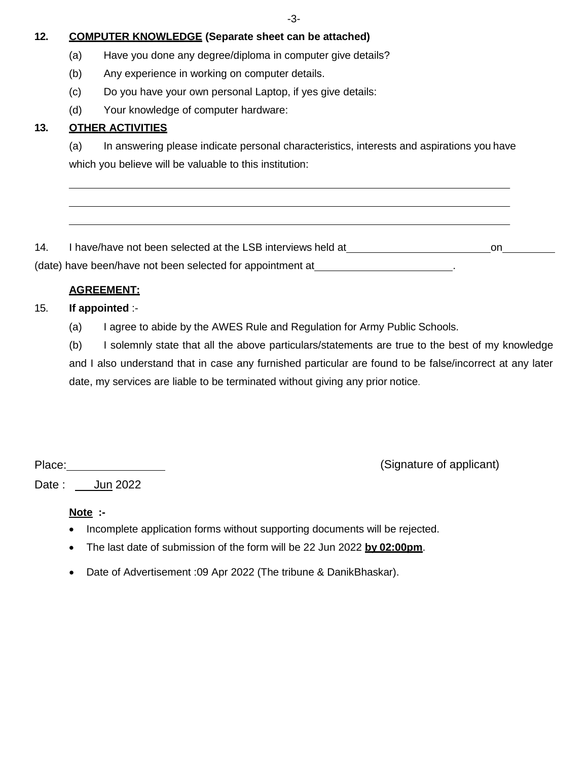**12. COMPUTER KNOWLEDGE (Separate sheet can be attached)**

(a) Have you done any degree/diploma in computer give details?

(b) Any experience in working on computer details.

(c) Do you have your own personal Laptop, if yes give details:

(d) Your knowledge of computer hardware:

**13. OTHER ACTIVITIES**

(a) In answering please indicate personal characteristics, interests and aspirations you have which you believe will be valuable to this institution:

\_\_\_\_\_\_\_\_\_\_\_\_\_\_\_\_\_\_\_\_\_\_\_\_\_\_\_\_\_\_\_\_\_\_\_\_\_\_\_\_\_\_\_\_\_\_\_\_\_\_\_\_\_\_\_\_\_\_\_\_\_\_\_\_\_\_\_\_\_\_

\_\_\_\_\_\_\_\_\_\_\_\_\_\_\_\_\_\_\_\_\_\_\_\_\_\_\_\_\_\_\_\_\_\_\_\_\_\_\_\_\_\_\_\_\_\_\_\_\_\_\_\_\_\_\_\_\_\_\_\_\_\_\_\_\_\_\_\_\_\_

\_\_\_\_\_\_\_\_\_\_\_\_\_\_\_\_\_\_\_\_\_\_\_\_\_\_\_\_\_\_\_\_\_\_\_\_\_\_\_\_\_\_\_\_\_\_\_\_\_\_\_\_\_\_\_\_\_\_\_\_\_\_\_\_\_\_\_\_\_\_

14. I have/have not been selected at the LSB interviews held at\_\_\_\_\_\_\_\_\_\_\_\_\_\_\_\_\_\_\_\_\_\_\_\_on\_\_\_\_\_\_\_\_\_ (date) have been/have not been selected for appointment at\_\_\_\_\_\_\_\_\_\_\_\_\_\_\_\_\_\_\_\_\_\_.

**AGREEMENT:**

15. **If appointed** :-

(a) I agree to abide by the AWES Rule and Regulation for Army Public Schools.

(b) I solemnly state that all the above particulars/statements are true to the best of my knowledge and I also understand that in case any furnished particular are found to be false/incorrect at any later date, my services are liable to be terminated without giving any prior notice.

Place:\_\_\_\_\_\_\_\_\_\_\_\_\_\_\_ (Signature of applicant)

Date : \_\_\_Jun 2022

**Note :-**

- Incomplete application forms without supporting documents will be rejected.
- The last date of submission of the form will be 22 Jun 2022 **by 02:00pm**.
- Date of Advertisement :09 Apr 2022 (The tribune & DanikBhaskar).